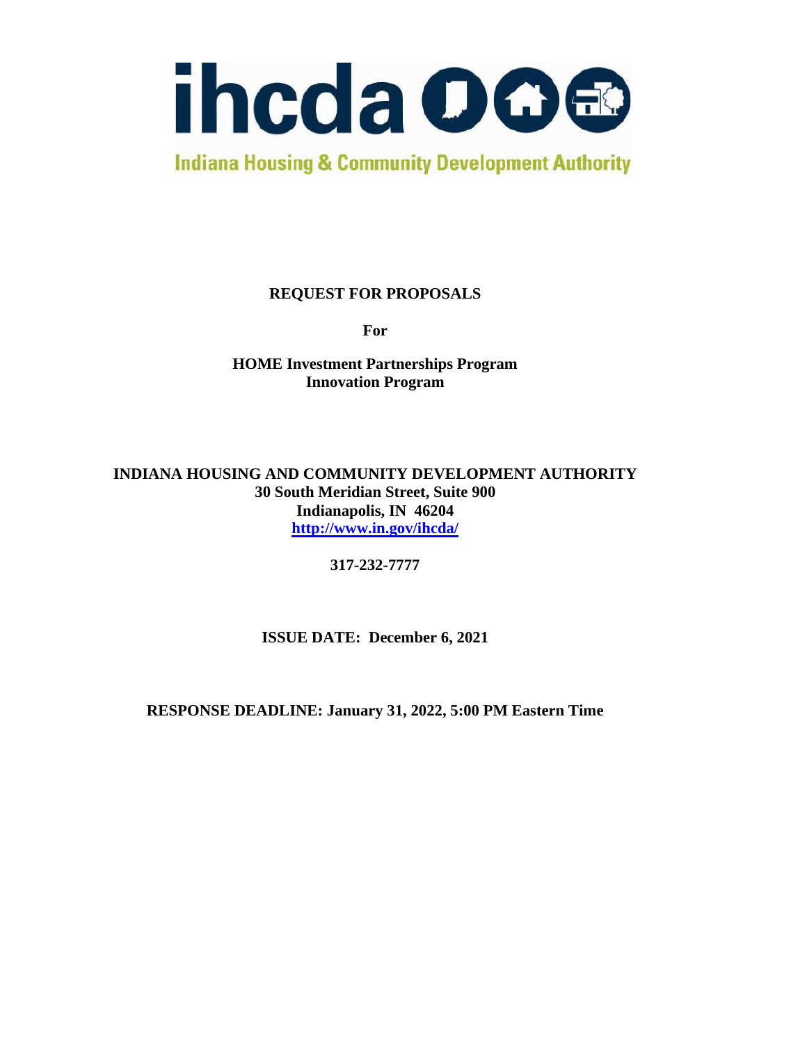ihcda

Indiana Housing & Community Development Authority

**REQUEST FOR PROPOSALS**

**For**

**HOME Investment Partnerships Program**
**Innovation Program**

**INDIANA HOUSING AND COMMUNITY DEVELOPMENT AUTHORITY**
**30 South Meridian Street, Suite 900**
**Indianapolis, IN 46204**
**http://www.in.gov/ihcda/**

**317-232-7777**

**ISSUE DATE: December 6, 2021**

**RESPONSE DEADLINE: January 31, 2022, 5:00 PM Eastern Time**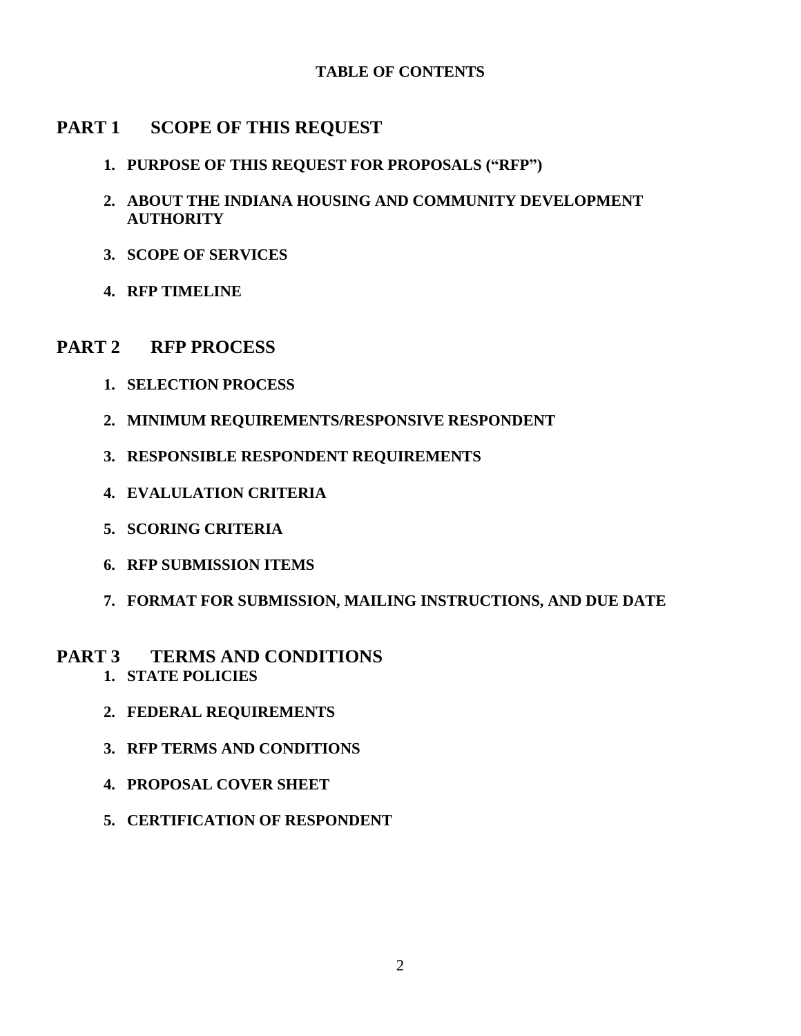**TABLE OF CONTENTS**

## PART 1 SCOPE OF THIS REQUEST

1. **PURPOSE OF THIS REQUEST FOR PROPOSALS ("RFP")**
2. **ABOUT THE INDIANA HOUSING AND COMMUNITY DEVELOPMENT AUTHORITY**
3. **SCOPE OF SERVICES**
4. **RFP TIMELINE**

## PART 2 RFP PROCESS

1. **SELECTION PROCESS**
2. **MINIMUM REQUIREMENTS/RESPONSIVE RESPONDENT**
3. **RESPONSIBLE RESPONDENT REQUIREMENTS**
4. **EVALULATION CRITERIA**
5. **SCORING CRITERIA**
6. **RFP SUBMISSION ITEMS**
7. **FORMAT FOR SUBMISSION, MAILING INSTRUCTIONS, AND DUE DATE**

## PART 3 TERMS AND CONDITIONS

1. **STATE POLICIES**
2. **FEDERAL REQUIREMENTS**
3. **RFP TERMS AND CONDITIONS**
4. **PROPOSAL COVER SHEET**
5. **CERTIFICATION OF RESPONDENT**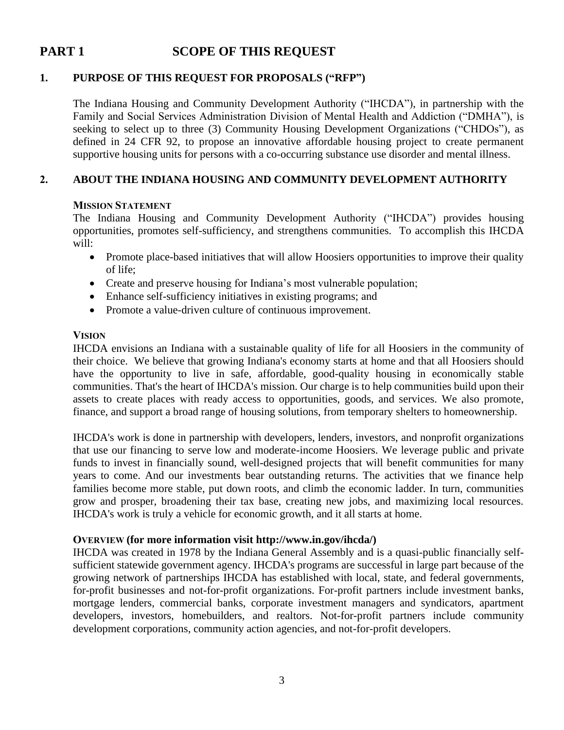# PART 1 SCOPE OF THIS REQUEST

## 1. PURPOSE OF THIS REQUEST FOR PROPOSALS ("RFP")

The Indiana Housing and Community Development Authority ("IHCDA"), in partnership with the Family and Social Services Administration Division of Mental Health and Addiction ("DMHA"), is seeking to select up to three (3) Community Housing Development Organizations ("CHDOs"), as defined in 24 CFR 92, to propose an innovative affordable housing project to create permanent supportive housing units for persons with a co-occurring substance use disorder and mental illness.

## 2. ABOUT THE INDIANA HOUSING AND COMMUNITY DEVELOPMENT AUTHORITY

**MISSION STATEMENT**

The Indiana Housing and Community Development Authority ("IHCDA") provides housing opportunities, promotes self-sufficiency, and strengthens communities. To accomplish this IHCDA will:

- Promote place-based initiatives that will allow Hoosiers opportunities to improve their quality of life;
- Create and preserve housing for Indiana's most vulnerable population;
- Enhance self-sufficiency initiatives in existing programs; and
- Promote a value-driven culture of continuous improvement.

**VISION**

IHCDA envisions an Indiana with a sustainable quality of life for all Hoosiers in the community of their choice. We believe that growing Indiana's economy starts at home and that all Hoosiers should have the opportunity to live in safe, affordable, good-quality housing in economically stable communities. That's the heart of IHCDA's mission. Our charge is to help communities build upon their assets to create places with ready access to opportunities, goods, and services. We also promote, finance, and support a broad range of housing solutions, from temporary shelters to homeownership.

IHCDA's work is done in partnership with developers, lenders, investors, and nonprofit organizations that use our financing to serve low and moderate-income Hoosiers. We leverage public and private funds to invest in financially sound, well-designed projects that will benefit communities for many years to come. And our investments bear outstanding returns. The activities that we finance help families become more stable, put down roots, and climb the economic ladder. In turn, communities grow and prosper, broadening their tax base, creating new jobs, and maximizing local resources. IHCDA's work is truly a vehicle for economic growth, and it all starts at home.

**OVERVIEW (for more information visit http://www.in.gov/ihcda/)**

IHCDA was created in 1978 by the Indiana General Assembly and is a quasi-public financially self-sufficient statewide government agency. IHCDA's programs are successful in large part because of the growing network of partnerships IHCDA has established with local, state, and federal governments, for-profit businesses and not-for-profit organizations. For-profit partners include investment banks, mortgage lenders, commercial banks, corporate investment managers and syndicators, apartment developers, investors, homebuilders, and realtors. Not-for-profit partners include community development corporations, community action agencies, and not-for-profit developers.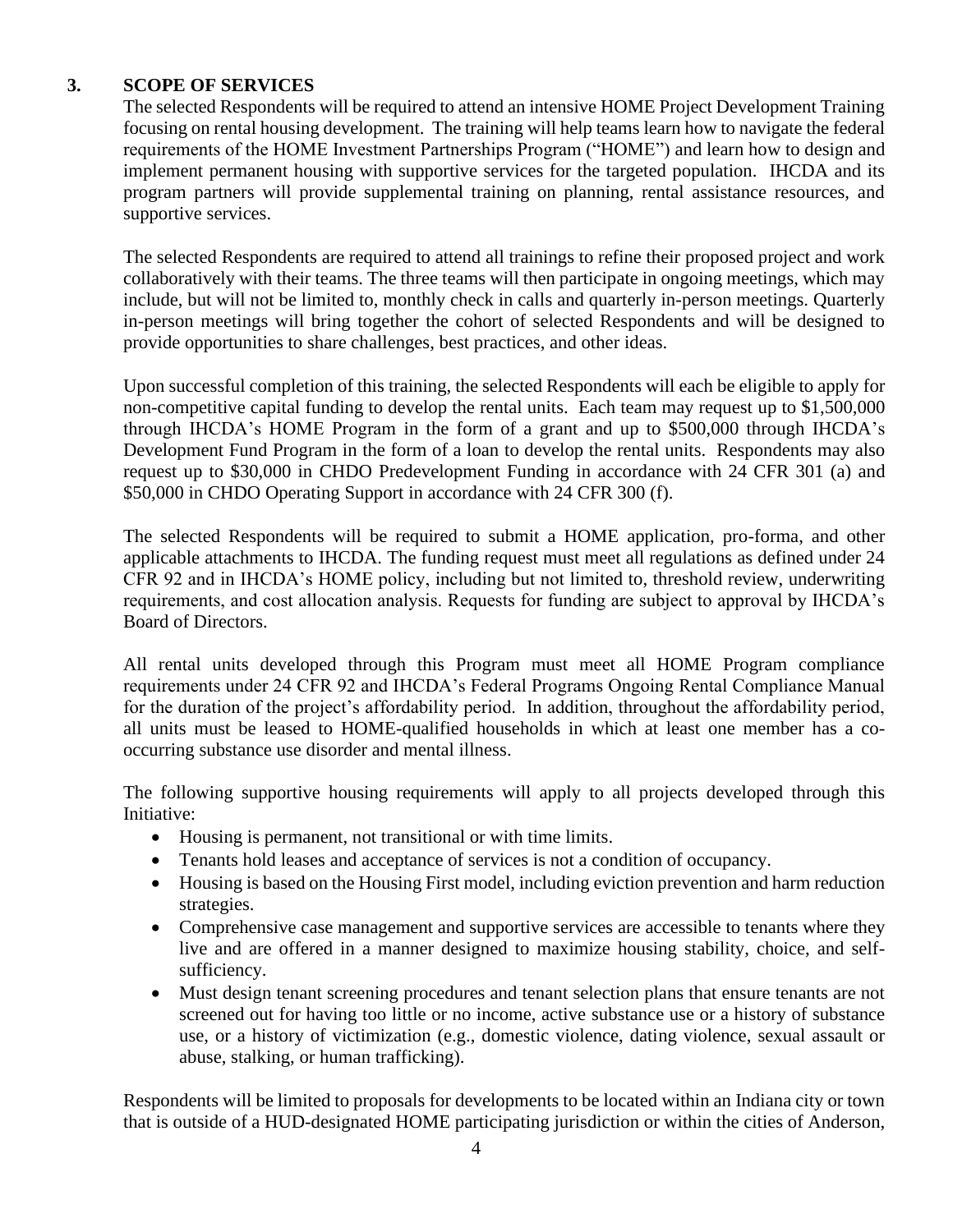## 3. SCOPE OF SERVICES

The selected Respondents will be required to attend an intensive HOME Project Development Training focusing on rental housing development. The training will help teams learn how to navigate the federal requirements of the HOME Investment Partnerships Program ("HOME") and learn how to design and implement permanent housing with supportive services for the targeted population. IHCDA and its program partners will provide supplemental training on planning, rental assistance resources, and supportive services.

The selected Respondents are required to attend all trainings to refine their proposed project and work collaboratively with their teams. The three teams will then participate in ongoing meetings, which may include, but will not be limited to, monthly check in calls and quarterly in-person meetings. Quarterly in-person meetings will bring together the cohort of selected Respondents and will be designed to provide opportunities to share challenges, best practices, and other ideas.

Upon successful completion of this training, the selected Respondents will each be eligible to apply for non-competitive capital funding to develop the rental units. Each team may request up to $1,500,000 through IHCDA's HOME Program in the form of a grant and up to $500,000 through IHCDA's Development Fund Program in the form of a loan to develop the rental units. Respondents may also request up to $30,000 in CHDO Predevelopment Funding in accordance with 24 CFR 301 (a) and $50,000 in CHDO Operating Support in accordance with 24 CFR 300 (f).

The selected Respondents will be required to submit a HOME application, pro-forma, and other applicable attachments to IHCDA. The funding request must meet all regulations as defined under 24 CFR 92 and in IHCDA's HOME policy, including but not limited to, threshold review, underwriting requirements, and cost allocation analysis. Requests for funding are subject to approval by IHCDA's Board of Directors.

All rental units developed through this Program must meet all HOME Program compliance requirements under 24 CFR 92 and IHCDA's Federal Programs Ongoing Rental Compliance Manual for the duration of the project's affordability period. In addition, throughout the affordability period, all units must be leased to HOME-qualified households in which at least one member has a co-occurring substance use disorder and mental illness.

The following supportive housing requirements will apply to all projects developed through this Initiative:

- Housing is permanent, not transitional or with time limits.
- Tenants hold leases and acceptance of services is not a condition of occupancy.
- Housing is based on the Housing First model, including eviction prevention and harm reduction strategies.
- Comprehensive case management and supportive services are accessible to tenants where they live and are offered in a manner designed to maximize housing stability, choice, and self-sufficiency.
- Must design tenant screening procedures and tenant selection plans that ensure tenants are not screened out for having too little or no income, active substance use or a history of substance use, or a history of victimization (e.g., domestic violence, dating violence, sexual assault or abuse, stalking, or human trafficking).

Respondents will be limited to proposals for developments to be located within an Indiana city or town that is outside of a HUD-designated HOME participating jurisdiction or within the cities of Anderson,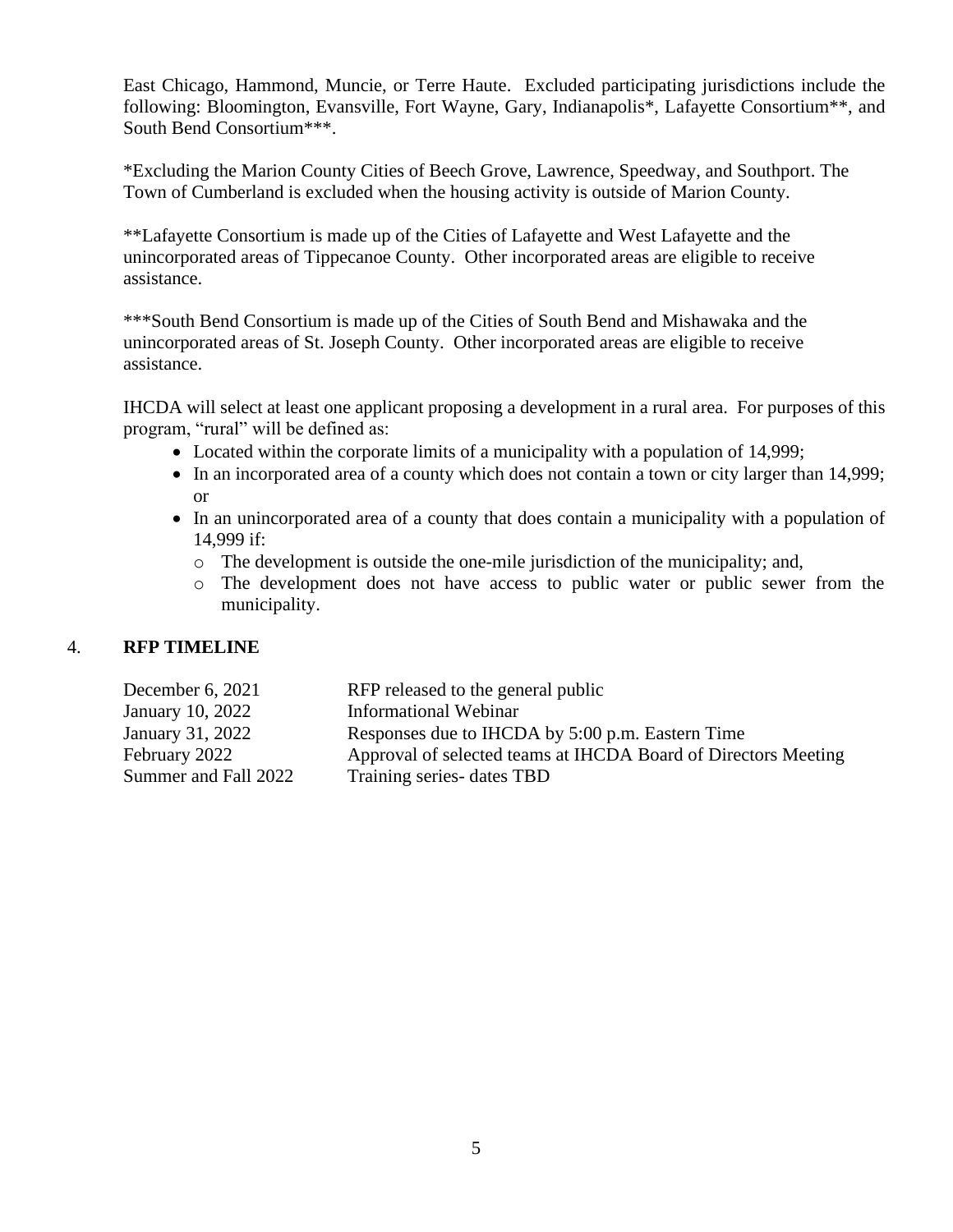East Chicago, Hammond, Muncie, or Terre Haute. Excluded participating jurisdictions include the following: Bloomington, Evansville, Fort Wayne, Gary, Indianapolis*, Lafayette Consortium**, and South Bend Consortium***.

*Excluding the Marion County Cities of Beech Grove, Lawrence, Speedway, and Southport. The Town of Cumberland is excluded when the housing activity is outside of Marion County.

**Lafayette Consortium is made up of the Cities of Lafayette and West Lafayette and the unincorporated areas of Tippecanoe County. Other incorporated areas are eligible to receive assistance.

***South Bend Consortium is made up of the Cities of South Bend and Mishawaka and the unincorporated areas of St. Joseph County. Other incorporated areas are eligible to receive assistance.

IHCDA will select at least one applicant proposing a development in a rural area. For purposes of this program, “rural” will be defined as:

- Located within the corporate limits of a municipality with a population of 14,999;
- In an incorporated area of a county which does not contain a town or city larger than 14,999; or
- In an unincorporated area of a county that does contain a municipality with a population of 14,999 if:
  - The development is outside the one-mile jurisdiction of the municipality; and,
  - The development does not have access to public water or public sewer from the municipality.

## 4. RFP TIMELINE

| | |
|---|---|
| December 6, 2021 | RFP released to the general public |
| January 10, 2022 | Informational Webinar |
| January 31, 2022 | Responses due to IHCDA by 5:00 p.m. Eastern Time |
| February 2022 | Approval of selected teams at IHCDA Board of Directors Meeting |
| Summer and Fall 2022 | Training series- dates TBD |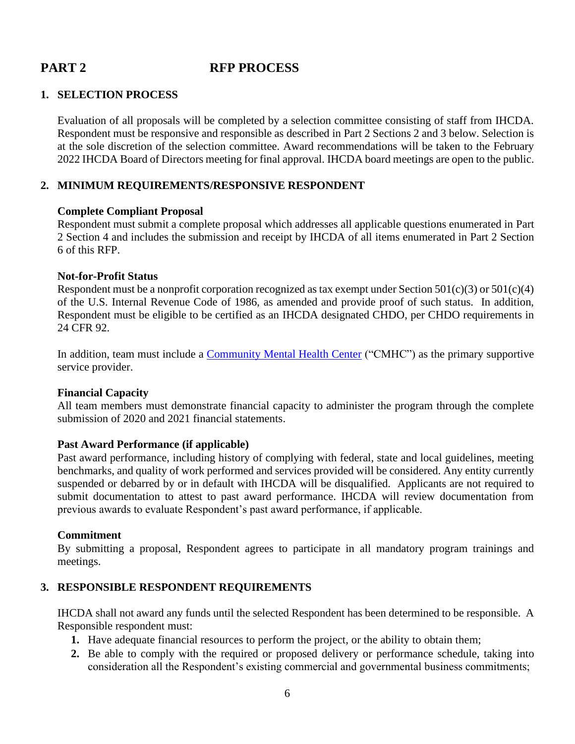# PART 2 RFP PROCESS

## 1. SELECTION PROCESS

Evaluation of all proposals will be completed by a selection committee consisting of staff from IHCDA. Respondent must be responsive and responsible as described in Part 2 Sections 2 and 3 below. Selection is at the sole discretion of the selection committee. Award recommendations will be taken to the February 2022 IHCDA Board of Directors meeting for final approval. IHCDA board meetings are open to the public.

## 2. MINIMUM REQUIREMENTS/RESPONSIVE RESPONDENT

**Complete Compliant Proposal**

Respondent must submit a complete proposal which addresses all applicable questions enumerated in Part 2 Section 4 and includes the submission and receipt by IHCDA of all items enumerated in Part 2 Section 6 of this RFP.

**Not-for-Profit Status**

Respondent must be a nonprofit corporation recognized as tax exempt under Section 501(c)(3) or 501(c)(4) of the U.S. Internal Revenue Code of 1986, as amended and provide proof of such status. In addition, Respondent must be eligible to be certified as an IHCDA designated CHDO, per CHDO requirements in 24 CFR 92.

In addition, team must include a Community Mental Health Center ("CMHC") as the primary supportive service provider.

**Financial Capacity**

All team members must demonstrate financial capacity to administer the program through the complete submission of 2020 and 2021 financial statements.

**Past Award Performance (if applicable)**

Past award performance, including history of complying with federal, state and local guidelines, meeting benchmarks, and quality of work performed and services provided will be considered. Any entity currently suspended or debarred by or in default with IHCDA will be disqualified. Applicants are not required to submit documentation to attest to past award performance. IHCDA will review documentation from previous awards to evaluate Respondent's past award performance, if applicable.

**Commitment**

By submitting a proposal, Respondent agrees to participate in all mandatory program trainings and meetings.

## 3. RESPONSIBLE RESPONDENT REQUIREMENTS

IHCDA shall not award any funds until the selected Respondent has been determined to be responsible. A Responsible respondent must:

1. Have adequate financial resources to perform the project, or the ability to obtain them;
2. Be able to comply with the required or proposed delivery or performance schedule, taking into consideration all the Respondent's existing commercial and governmental business commitments;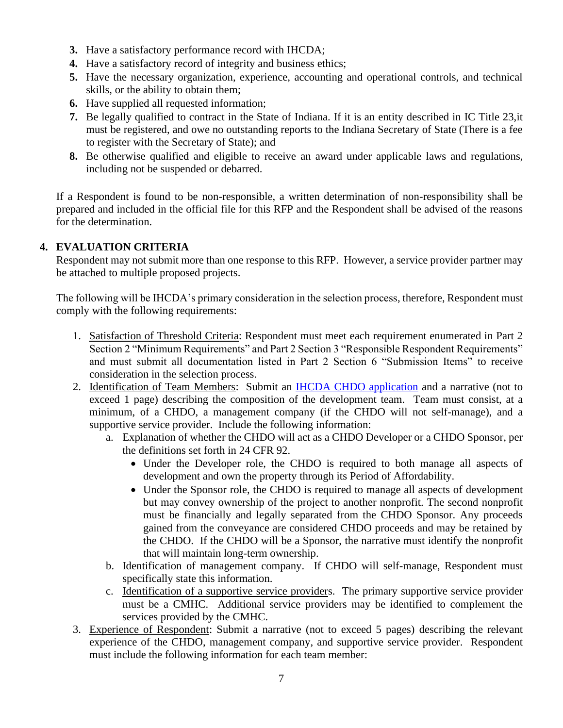3. Have a satisfactory performance record with IHCDA;
4. Have a satisfactory record of integrity and business ethics;
5. Have the necessary organization, experience, accounting and operational controls, and technical skills, or the ability to obtain them;
6. Have supplied all requested information;
7. Be legally qualified to contract in the State of Indiana. If it is an entity described in IC Title 23,it must be registered, and owe no outstanding reports to the Indiana Secretary of State (There is a fee to register with the Secretary of State); and
8. Be otherwise qualified and eligible to receive an award under applicable laws and regulations, including not be suspended or debarred.

If a Respondent is found to be non-responsible, a written determination of non-responsibility shall be prepared and included in the official file for this RFP and the Respondent shall be advised of the reasons for the determination.

## 4. EVALUATION CRITERIA

Respondent may not submit more than one response to this RFP. However, a service provider partner may be attached to multiple proposed projects.

The following will be IHCDA's primary consideration in the selection process, therefore, Respondent must comply with the following requirements:

1. Satisfaction of Threshold Criteria: Respondent must meet each requirement enumerated in Part 2 Section 2 "Minimum Requirements" and Part 2 Section 3 "Responsible Respondent Requirements" and must submit all documentation listed in Part 2 Section 6 "Submission Items" to receive consideration in the selection process.
2. Identification of Team Members: Submit an [IHCDA CHDO application]() and a narrative (not to exceed 1 page) describing the composition of the development team. Team must consist, at a minimum, of a CHDO, a management company (if the CHDO will not self-manage), and a supportive service provider. Include the following information:
   a. Explanation of whether the CHDO will act as a CHDO Developer or a CHDO Sponsor, per the definitions set forth in 24 CFR 92.
      - Under the Developer role, the CHDO is required to both manage all aspects of development and own the property through its Period of Affordability.
      - Under the Sponsor role, the CHDO is required to manage all aspects of development but may convey ownership of the project to another nonprofit. The second nonprofit must be financially and legally separated from the CHDO Sponsor. Any proceeds gained from the conveyance are considered CHDO proceeds and may be retained by the CHDO. If the CHDO will be a Sponsor, the narrative must identify the nonprofit that will maintain long-term ownership.
   b. Identification of management company. If CHDO will self-manage, Respondent must specifically state this information.
   c. Identification of a supportive service providers. The primary supportive service provider must be a CMHC. Additional service providers may be identified to complement the services provided by the CMHC.
3. Experience of Respondent: Submit a narrative (not to exceed 5 pages) describing the relevant experience of the CHDO, management company, and supportive service provider. Respondent must include the following information for each team member: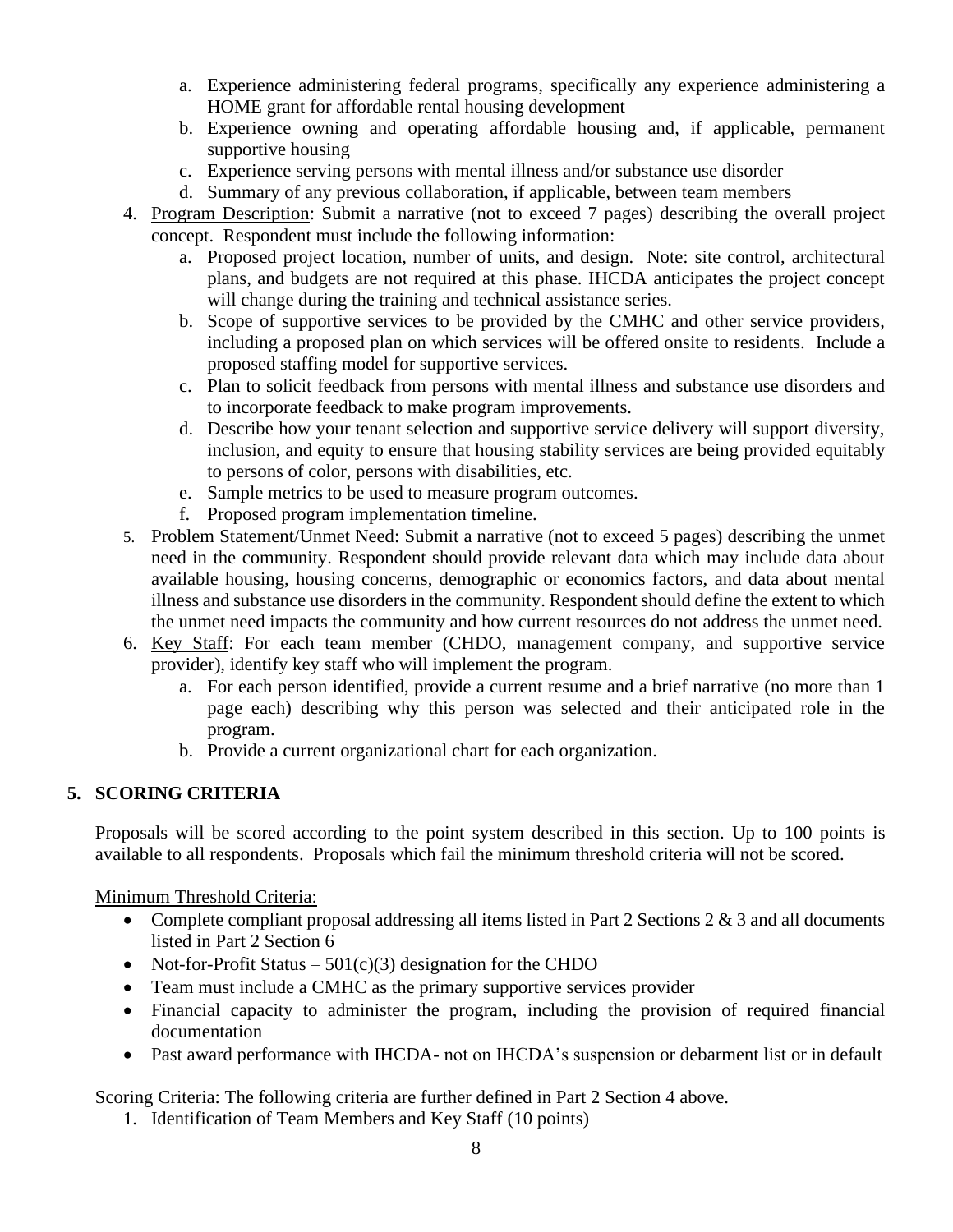a. Experience administering federal programs, specifically any experience administering a HOME grant for affordable rental housing development
   b. Experience owning and operating affordable housing and, if applicable, permanent supportive housing
   c. Experience serving persons with mental illness and/or substance use disorder
   d. Summary of any previous collaboration, if applicable, between team members

4. Program Description: Submit a narrative (not to exceed 7 pages) describing the overall project concept. Respondent must include the following information:
   a. Proposed project location, number of units, and design. Note: site control, architectural plans, and budgets are not required at this phase. IHCDA anticipates the project concept will change during the training and technical assistance series.
   b. Scope of supportive services to be provided by the CMHC and other service providers, including a proposed plan on which services will be offered onsite to residents. Include a proposed staffing model for supportive services.
   c. Plan to solicit feedback from persons with mental illness and substance use disorders and to incorporate feedback to make program improvements.
   d. Describe how your tenant selection and supportive service delivery will support diversity, inclusion, and equity to ensure that housing stability services are being provided equitably to persons of color, persons with disabilities, etc.
   e. Sample metrics to be used to measure program outcomes.
   f. Proposed program implementation timeline.
5. Problem Statement/Unmet Need: Submit a narrative (not to exceed 5 pages) describing the unmet need in the community. Respondent should provide relevant data which may include data about available housing, housing concerns, demographic or economics factors, and data about mental illness and substance use disorders in the community. Respondent should define the extent to which the unmet need impacts the community and how current resources do not address the unmet need.
6. Key Staff: For each team member (CHDO, management company, and supportive service provider), identify key staff who will implement the program.
   a. For each person identified, provide a current resume and a brief narrative (no more than 1 page each) describing why this person was selected and their anticipated role in the program.
   b. Provide a current organizational chart for each organization.

## 5. SCORING CRITERIA

Proposals will be scored according to the point system described in this section. Up to 100 points is available to all respondents. Proposals which fail the minimum threshold criteria will not be scored.

Minimum Threshold Criteria:

- Complete compliant proposal addressing all items listed in Part 2 Sections 2 & 3 and all documents listed in Part 2 Section 6
- Not-for-Profit Status – 501(c)(3) designation for the CHDO
- Team must include a CMHC as the primary supportive services provider
- Financial capacity to administer the program, including the provision of required financial documentation
- Past award performance with IHCDA- not on IHCDA's suspension or debarment list or in default

Scoring Criteria: The following criteria are further defined in Part 2 Section 4 above.

1. Identification of Team Members and Key Staff (10 points)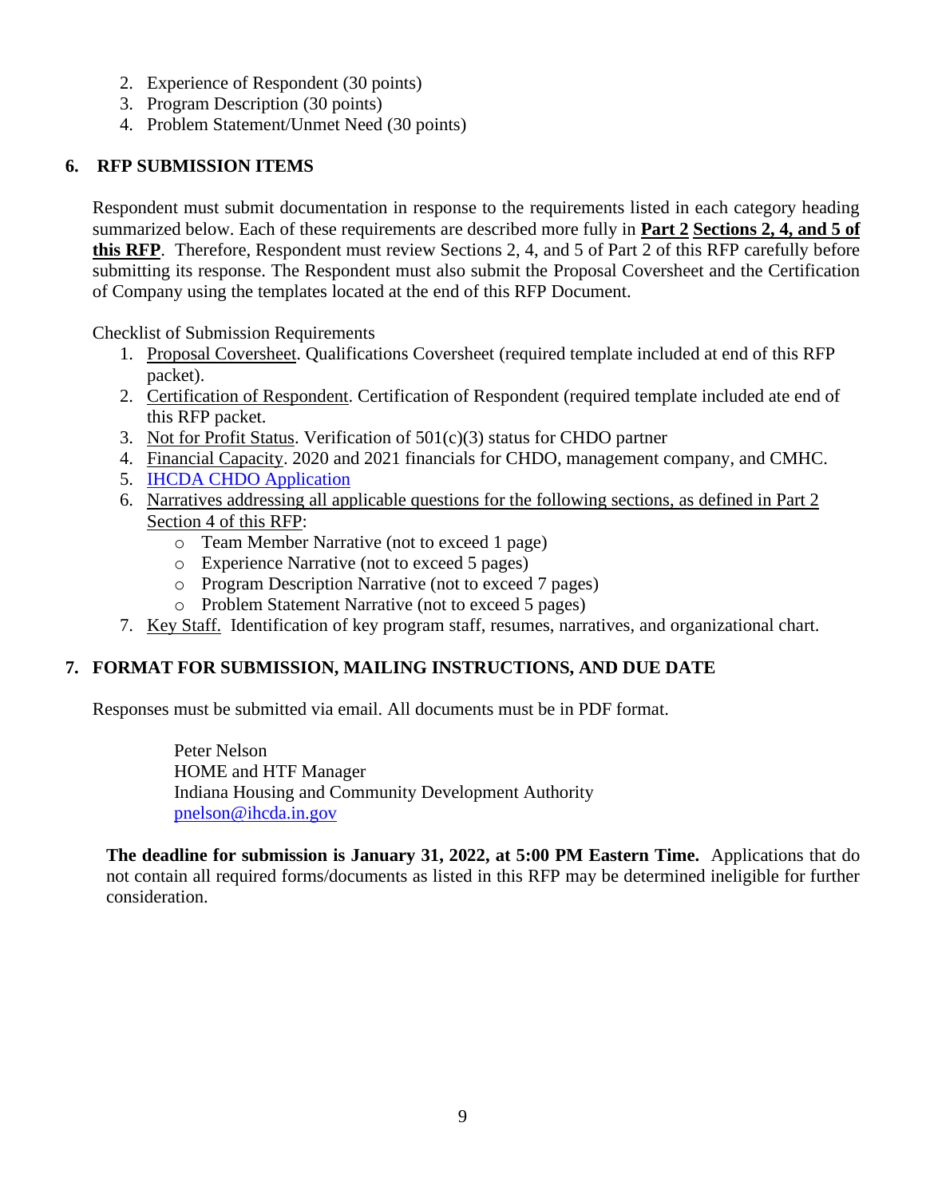2. Experience of Respondent (30 points)
3. Program Description (30 points)
4. Problem Statement/Unmet Need (30 points)

## 6. RFP SUBMISSION ITEMS

Respondent must submit documentation in response to the requirements listed in each category heading summarized below. Each of these requirements are described more fully in **Part 2 Sections 2, 4, and 5 of this RFP**. Therefore, Respondent must review Sections 2, 4, and 5 of Part 2 of this RFP carefully before submitting its response. The Respondent must also submit the Proposal Coversheet and the Certification of Company using the templates located at the end of this RFP Document.

Checklist of Submission Requirements

1. Proposal Coversheet. Qualifications Coversheet (required template included at end of this RFP packet).
2. Certification of Respondent. Certification of Respondent (required template included ate end of this RFP packet.
3. Not for Profit Status. Verification of 501(c)(3) status for CHDO partner
4. Financial Capacity. 2020 and 2021 financials for CHDO, management company, and CMHC.
5. IHCDA CHDO Application
6. Narratives addressing all applicable questions for the following sections, as defined in Part 2 Section 4 of this RFP:
   - Team Member Narrative (not to exceed 1 page)
   - Experience Narrative (not to exceed 5 pages)
   - Program Description Narrative (not to exceed 7 pages)
   - Problem Statement Narrative (not to exceed 5 pages)
7. Key Staff. Identification of key program staff, resumes, narratives, and organizational chart.

## 7. FORMAT FOR SUBMISSION, MAILING INSTRUCTIONS, AND DUE DATE

Responses must be submitted via email. All documents must be in PDF format.

Peter Nelson
HOME and HTF Manager
Indiana Housing and Community Development Authority
pnelson@ihcda.in.gov

**The deadline for submission is January 31, 2022, at 5:00 PM Eastern Time.** Applications that do not contain all required forms/documents as listed in this RFP may be determined ineligible for further consideration.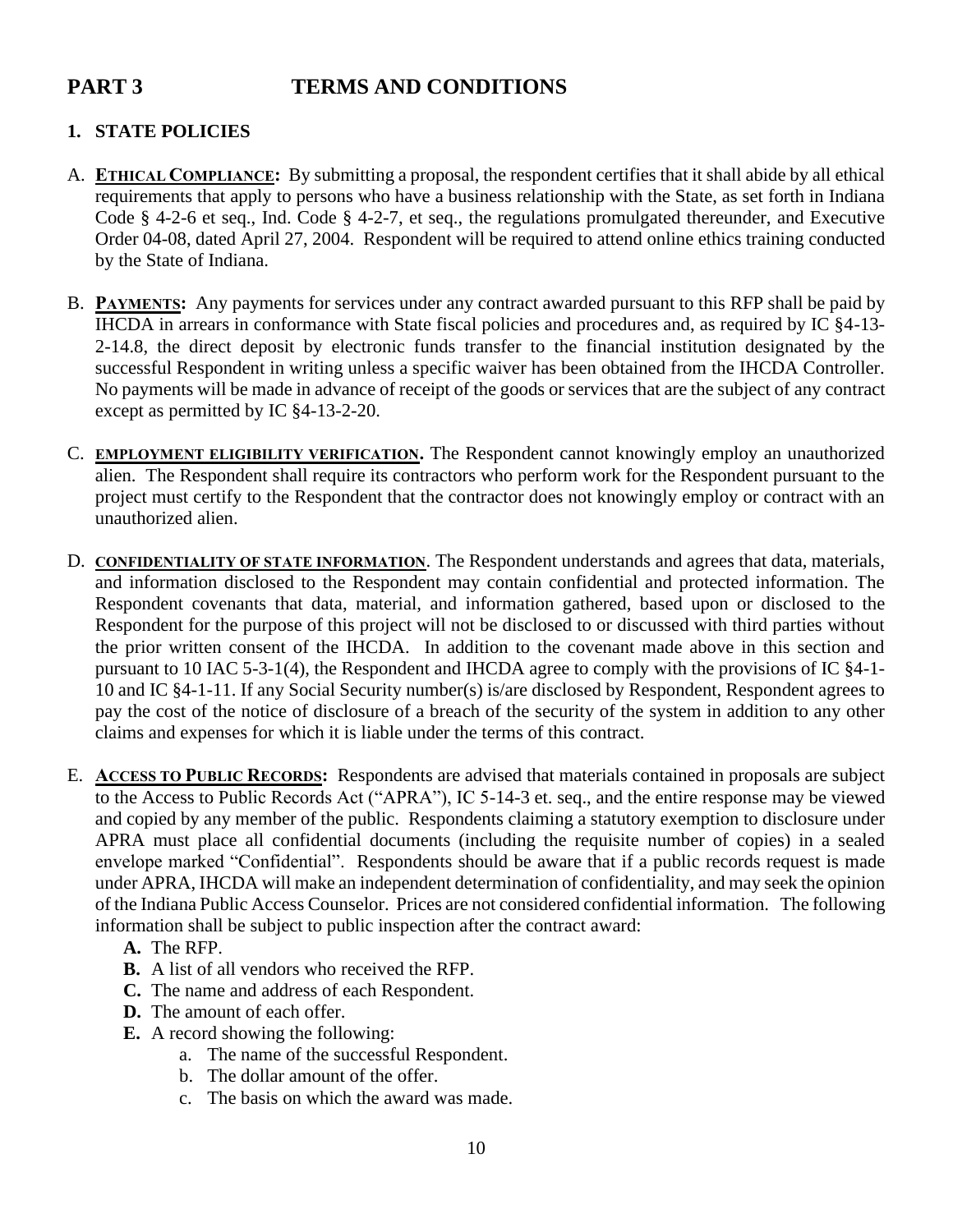# PART 3 TERMS AND CONDITIONS

## 1. STATE POLICIES

A. **ETHICAL COMPLIANCE:** By submitting a proposal, the respondent certifies that it shall abide by all ethical requirements that apply to persons who have a business relationship with the State, as set forth in Indiana Code § 4-2-6 et seq., Ind. Code § 4-2-7, et seq., the regulations promulgated thereunder, and Executive Order 04-08, dated April 27, 2004. Respondent will be required to attend online ethics training conducted by the State of Indiana.

B. **PAYMENTS:** Any payments for services under any contract awarded pursuant to this RFP shall be paid by IHCDA in arrears in conformance with State fiscal policies and procedures and, as required by IC §4-13-2-14.8, the direct deposit by electronic funds transfer to the financial institution designated by the successful Respondent in writing unless a specific waiver has been obtained from the IHCDA Controller. No payments will be made in advance of receipt of the goods or services that are the subject of any contract except as permitted by IC §4-13-2-20.

C. **EMPLOYMENT ELIGIBILITY VERIFICATION.** The Respondent cannot knowingly employ an unauthorized alien. The Respondent shall require its contractors who perform work for the Respondent pursuant to the project must certify to the Respondent that the contractor does not knowingly employ or contract with an unauthorized alien.

D. **CONFIDENTIALITY OF STATE INFORMATION**. The Respondent understands and agrees that data, materials, and information disclosed to the Respondent may contain confidential and protected information. The Respondent covenants that data, material, and information gathered, based upon or disclosed to the Respondent for the purpose of this project will not be disclosed to or discussed with third parties without the prior written consent of the IHCDA. In addition to the covenant made above in this section and pursuant to 10 IAC 5-3-1(4), the Respondent and IHCDA agree to comply with the provisions of IC §4-1-10 and IC §4-1-11. If any Social Security number(s) is/are disclosed by Respondent, Respondent agrees to pay the cost of the notice of disclosure of a breach of the security of the system in addition to any other claims and expenses for which it is liable under the terms of this contract.

E. **ACCESS TO PUBLIC RECORDS:** Respondents are advised that materials contained in proposals are subject to the Access to Public Records Act ("APRA"), IC 5-14-3 et. seq., and the entire response may be viewed and copied by any member of the public. Respondents claiming a statutory exemption to disclosure under APRA must place all confidential documents (including the requisite number of copies) in a sealed envelope marked "Confidential". Respondents should be aware that if a public records request is made under APRA, IHCDA will make an independent determination of confidentiality, and may seek the opinion of the Indiana Public Access Counselor. Prices are not considered confidential information. The following information shall be subject to public inspection after the contract award:

   **A.** The RFP.
   **B.** A list of all vendors who received the RFP.
   **C.** The name and address of each Respondent.
   **D.** The amount of each offer.
   **E.** A record showing the following:
      a. The name of the successful Respondent.
      b. The dollar amount of the offer.
      c. The basis on which the award was made.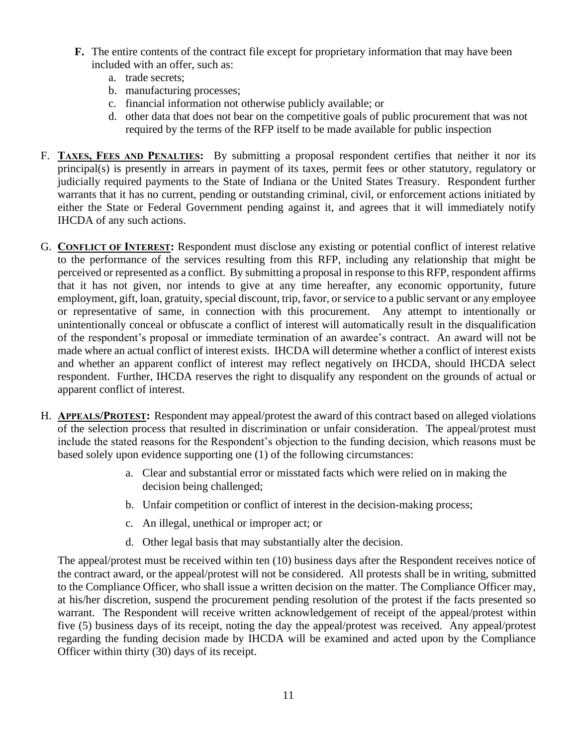**F.** The entire contents of the contract file except for proprietary information that may have been included with an offer, such as:

a. trade secrets;
b. manufacturing processes;
c. financial information not otherwise publicly available; or
d. other data that does not bear on the competitive goals of public procurement that was not required by the terms of the RFP itself to be made available for public inspection

F. **Taxes, Fees and Penalties:** By submitting a proposal respondent certifies that neither it nor its principal(s) is presently in arrears in payment of its taxes, permit fees or other statutory, regulatory or judicially required payments to the State of Indiana or the United States Treasury. Respondent further warrants that it has no current, pending or outstanding criminal, civil, or enforcement actions initiated by either the State or Federal Government pending against it, and agrees that it will immediately notify IHCDA of any such actions.

G. **Conflict of Interest:** Respondent must disclose any existing or potential conflict of interest relative to the performance of the services resulting from this RFP, including any relationship that might be perceived or represented as a conflict. By submitting a proposal in response to this RFP, respondent affirms that it has not given, nor intends to give at any time hereafter, any economic opportunity, future employment, gift, loan, gratuity, special discount, trip, favor, or service to a public servant or any employee or representative of same, in connection with this procurement. Any attempt to intentionally or unintentionally conceal or obfuscate a conflict of interest will automatically result in the disqualification of the respondent's proposal or immediate termination of an awardee's contract. An award will not be made where an actual conflict of interest exists. IHCDA will determine whether a conflict of interest exists and whether an apparent conflict of interest may reflect negatively on IHCDA, should IHCDA select respondent. Further, IHCDA reserves the right to disqualify any respondent on the grounds of actual or apparent conflict of interest.

H. **Appeals/Protest:** Respondent may appeal/protest the award of this contract based on alleged violations of the selection process that resulted in discrimination or unfair consideration. The appeal/protest must include the stated reasons for the Respondent's objection to the funding decision, which reasons must be based solely upon evidence supporting one (1) of the following circumstances:

a. Clear and substantial error or misstated facts which were relied on in making the decision being challenged;
b. Unfair competition or conflict of interest in the decision-making process;
c. An illegal, unethical or improper act; or
d. Other legal basis that may substantially alter the decision.

The appeal/protest must be received within ten (10) business days after the Respondent receives notice of the contract award, or the appeal/protest will not be considered. All protests shall be in writing, submitted to the Compliance Officer, who shall issue a written decision on the matter. The Compliance Officer may, at his/her discretion, suspend the procurement pending resolution of the protest if the facts presented so warrant. The Respondent will receive written acknowledgement of receipt of the appeal/protest within five (5) business days of its receipt, noting the day the appeal/protest was received. Any appeal/protest regarding the funding decision made by IHCDA will be examined and acted upon by the Compliance Officer within thirty (30) days of its receipt.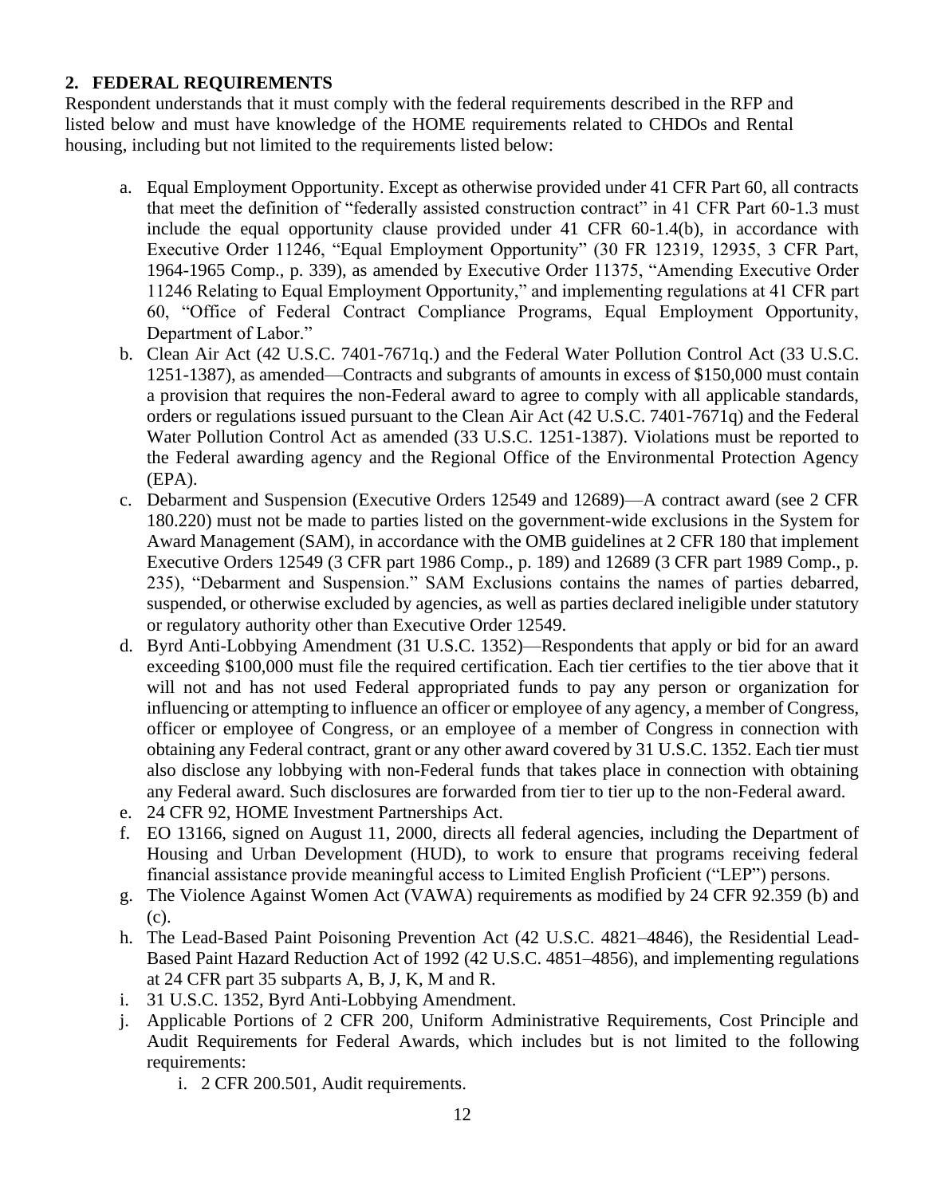## 2. FEDERAL REQUIREMENTS

Respondent understands that it must comply with the federal requirements described in the RFP and listed below and must have knowledge of the HOME requirements related to CHDOs and Rental housing, including but not limited to the requirements listed below:

a. Equal Employment Opportunity. Except as otherwise provided under 41 CFR Part 60, all contracts that meet the definition of "federally assisted construction contract" in 41 CFR Part 60-1.3 must include the equal opportunity clause provided under 41 CFR 60-1.4(b), in accordance with Executive Order 11246, "Equal Employment Opportunity" (30 FR 12319, 12935, 3 CFR Part, 1964-1965 Comp., p. 339), as amended by Executive Order 11375, "Amending Executive Order 11246 Relating to Equal Employment Opportunity," and implementing regulations at 41 CFR part 60, "Office of Federal Contract Compliance Programs, Equal Employment Opportunity, Department of Labor."

b. Clean Air Act (42 U.S.C. 7401-7671q.) and the Federal Water Pollution Control Act (33 U.S.C. 1251-1387), as amended—Contracts and subgrants of amounts in excess of $150,000 must contain a provision that requires the non-Federal award to agree to comply with all applicable standards, orders or regulations issued pursuant to the Clean Air Act (42 U.S.C. 7401-7671q) and the Federal Water Pollution Control Act as amended (33 U.S.C. 1251-1387). Violations must be reported to the Federal awarding agency and the Regional Office of the Environmental Protection Agency (EPA).

c. Debarment and Suspension (Executive Orders 12549 and 12689)—A contract award (see 2 CFR 180.220) must not be made to parties listed on the government-wide exclusions in the System for Award Management (SAM), in accordance with the OMB guidelines at 2 CFR 180 that implement Executive Orders 12549 (3 CFR part 1986 Comp., p. 189) and 12689 (3 CFR part 1989 Comp., p. 235), "Debarment and Suspension." SAM Exclusions contains the names of parties debarred, suspended, or otherwise excluded by agencies, as well as parties declared ineligible under statutory or regulatory authority other than Executive Order 12549.

d. Byrd Anti-Lobbying Amendment (31 U.S.C. 1352)—Respondents that apply or bid for an award exceeding $100,000 must file the required certification. Each tier certifies to the tier above that it will not and has not used Federal appropriated funds to pay any person or organization for influencing or attempting to influence an officer or employee of any agency, a member of Congress, officer or employee of Congress, or an employee of a member of Congress in connection with obtaining any Federal contract, grant or any other award covered by 31 U.S.C. 1352. Each tier must also disclose any lobbying with non-Federal funds that takes place in connection with obtaining any Federal award. Such disclosures are forwarded from tier to tier up to the non-Federal award.

e. 24 CFR 92, HOME Investment Partnerships Act.

f. EO 13166, signed on August 11, 2000, directs all federal agencies, including the Department of Housing and Urban Development (HUD), to work to ensure that programs receiving federal financial assistance provide meaningful access to Limited English Proficient ("LEP") persons.

g. The Violence Against Women Act (VAWA) requirements as modified by 24 CFR 92.359 (b) and (c).

h. The Lead-Based Paint Poisoning Prevention Act (42 U.S.C. 4821–4846), the Residential Lead-Based Paint Hazard Reduction Act of 1992 (42 U.S.C. 4851–4856), and implementing regulations at 24 CFR part 35 subparts A, B, J, K, M and R.

i. 31 U.S.C. 1352, Byrd Anti-Lobbying Amendment.

j. Applicable Portions of 2 CFR 200, Uniform Administrative Requirements, Cost Principle and Audit Requirements for Federal Awards, which includes but is not limited to the following requirements:

   i. 2 CFR 200.501, Audit requirements.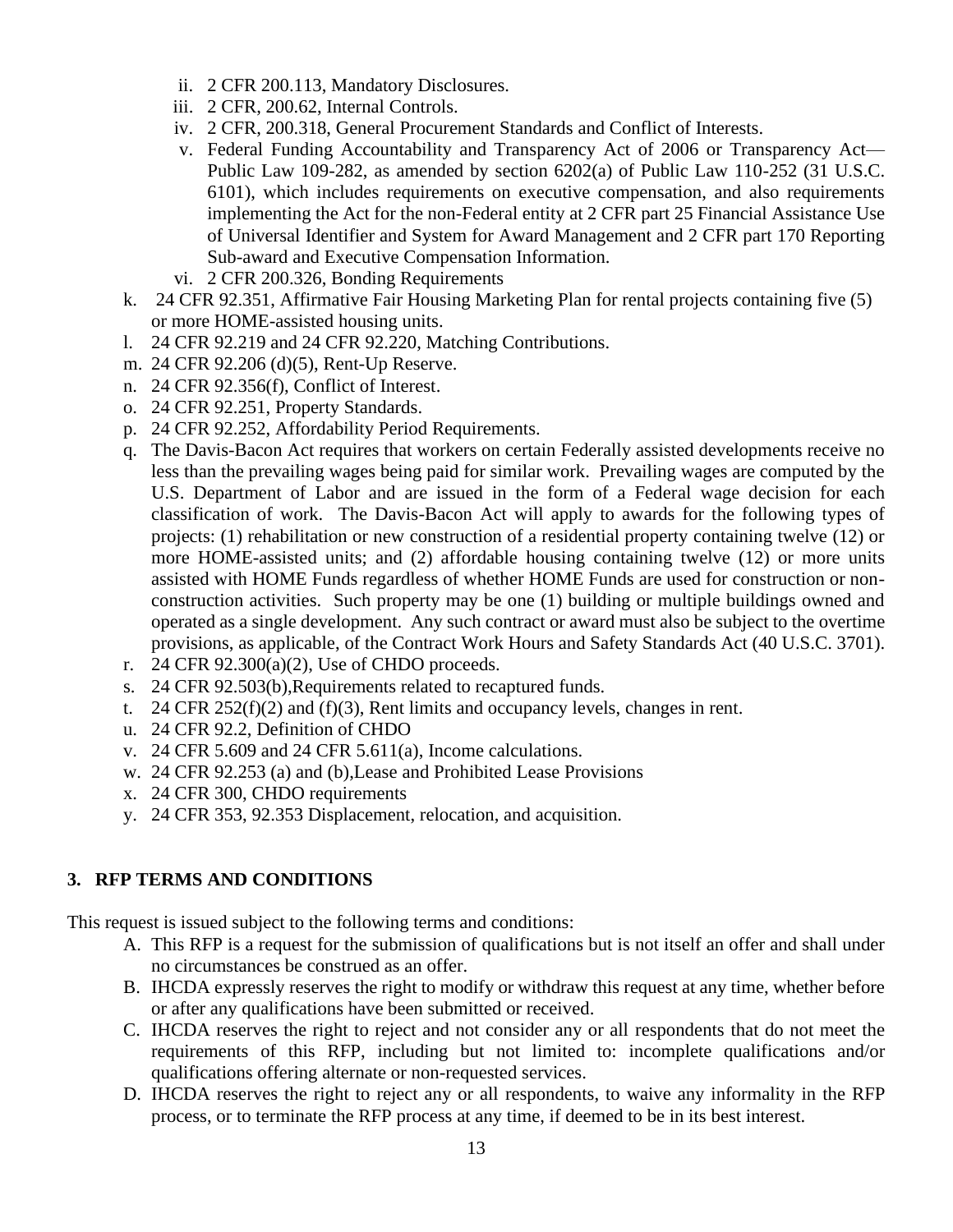- ii. 2 CFR 200.113, Mandatory Disclosures.
   - iii. 2 CFR, 200.62, Internal Controls.
   - iv. 2 CFR, 200.318, General Procurement Standards and Conflict of Interests.
   - v. Federal Funding Accountability and Transparency Act of 2006 or Transparency Act—Public Law 109-282, as amended by section 6202(a) of Public Law 110-252 (31 U.S.C. 6101), which includes requirements on executive compensation, and also requirements implementing the Act for the non-Federal entity at 2 CFR part 25 Financial Assistance Use of Universal Identifier and System for Award Management and 2 CFR part 170 Reporting Sub-award and Executive Compensation Information.
   - vi. 2 CFR 200.326, Bonding Requirements

k. 24 CFR 92.351, Affirmative Fair Housing Marketing Plan for rental projects containing five (5) or more HOME-assisted housing units.

l. 24 CFR 92.219 and 24 CFR 92.220, Matching Contributions.

m. 24 CFR 92.206 (d)(5), Rent-Up Reserve.

n. 24 CFR 92.356(f), Conflict of Interest.

o. 24 CFR 92.251, Property Standards.

p. 24 CFR 92.252, Affordability Period Requirements.

q. The Davis-Bacon Act requires that workers on certain Federally assisted developments receive no less than the prevailing wages being paid for similar work. Prevailing wages are computed by the U.S. Department of Labor and are issued in the form of a Federal wage decision for each classification of work. The Davis-Bacon Act will apply to awards for the following types of projects: (1) rehabilitation or new construction of a residential property containing twelve (12) or more HOME-assisted units; and (2) affordable housing containing twelve (12) or more units assisted with HOME Funds regardless of whether HOME Funds are used for construction or non-construction activities. Such property may be one (1) building or multiple buildings owned and operated as a single development. Any such contract or award must also be subject to the overtime provisions, as applicable, of the Contract Work Hours and Safety Standards Act (40 U.S.C. 3701).

r. 24 CFR 92.300(a)(2), Use of CHDO proceeds.

s. 24 CFR 92.503(b),Requirements related to recaptured funds.

t. 24 CFR 252(f)(2) and (f)(3), Rent limits and occupancy levels, changes in rent.

u. 24 CFR 92.2, Definition of CHDO

v. 24 CFR 5.609 and 24 CFR 5.611(a), Income calculations.

w. 24 CFR 92.253 (a) and (b),Lease and Prohibited Lease Provisions

x. 24 CFR 300, CHDO requirements

y. 24 CFR 353, 92.353 Displacement, relocation, and acquisition.

## 3. RFP TERMS AND CONDITIONS

This request is issued subject to the following terms and conditions:

A. This RFP is a request for the submission of qualifications but is not itself an offer and shall under no circumstances be construed as an offer.

B. IHCDA expressly reserves the right to modify or withdraw this request at any time, whether before or after any qualifications have been submitted or received.

C. IHCDA reserves the right to reject and not consider any or all respondents that do not meet the requirements of this RFP, including but not limited to: incomplete qualifications and/or qualifications offering alternate or non-requested services.

D. IHCDA reserves the right to reject any or all respondents, to waive any informality in the RFP process, or to terminate the RFP process at any time, if deemed to be in its best interest.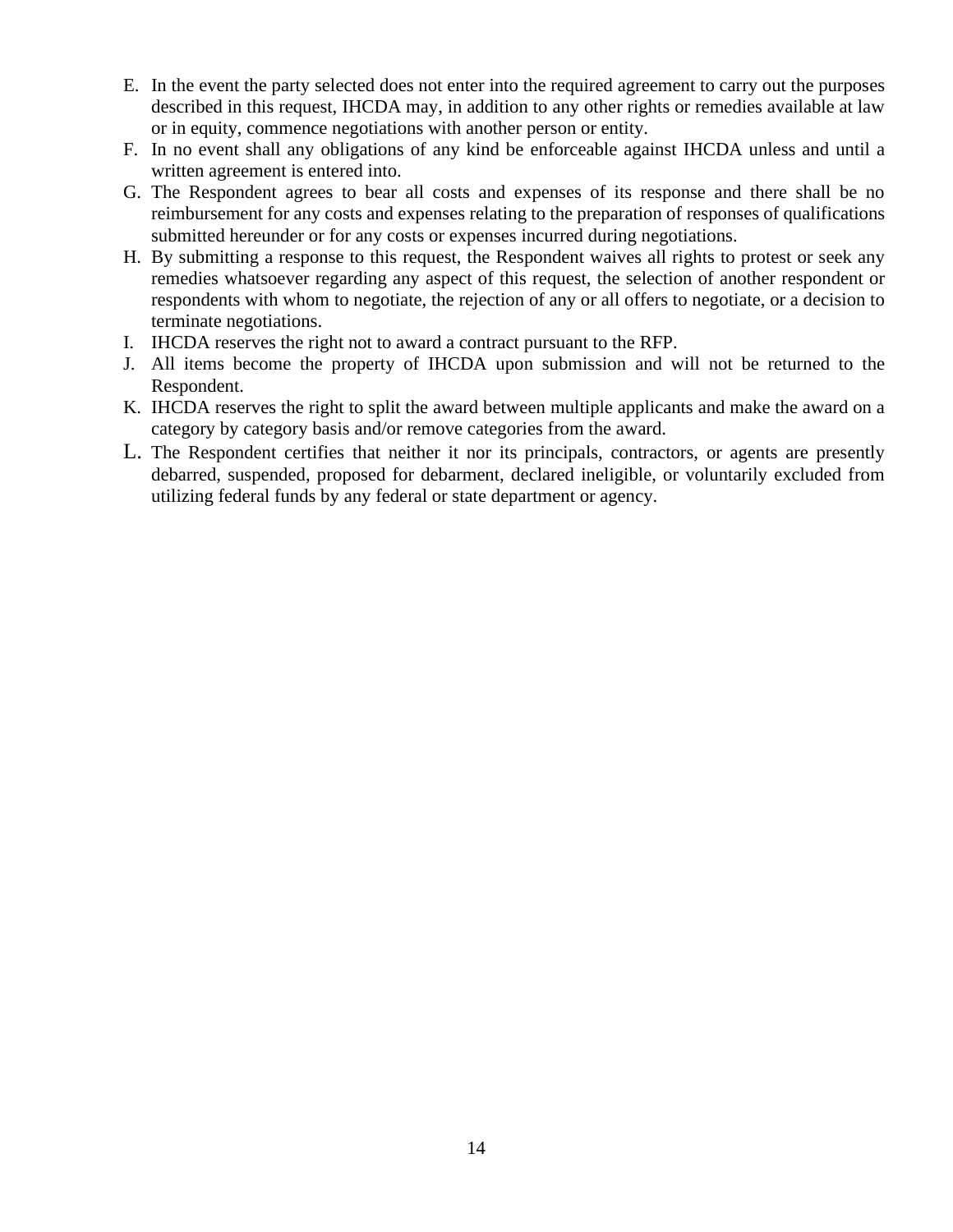E. In the event the party selected does not enter into the required agreement to carry out the purposes described in this request, IHCDA may, in addition to any other rights or remedies available at law or in equity, commence negotiations with another person or entity.
F. In no event shall any obligations of any kind be enforceable against IHCDA unless and until a written agreement is entered into.
G. The Respondent agrees to bear all costs and expenses of its response and there shall be no reimbursement for any costs and expenses relating to the preparation of responses of qualifications submitted hereunder or for any costs or expenses incurred during negotiations.
H. By submitting a response to this request, the Respondent waives all rights to protest or seek any remedies whatsoever regarding any aspect of this request, the selection of another respondent or respondents with whom to negotiate, the rejection of any or all offers to negotiate, or a decision to terminate negotiations.
I. IHCDA reserves the right not to award a contract pursuant to the RFP.
J. All items become the property of IHCDA upon submission and will not be returned to the Respondent.
K. IHCDA reserves the right to split the award between multiple applicants and make the award on a category by category basis and/or remove categories from the award.
L. The Respondent certifies that neither it nor its principals, contractors, or agents are presently debarred, suspended, proposed for debarment, declared ineligible, or voluntarily excluded from utilizing federal funds by any federal or state department or agency.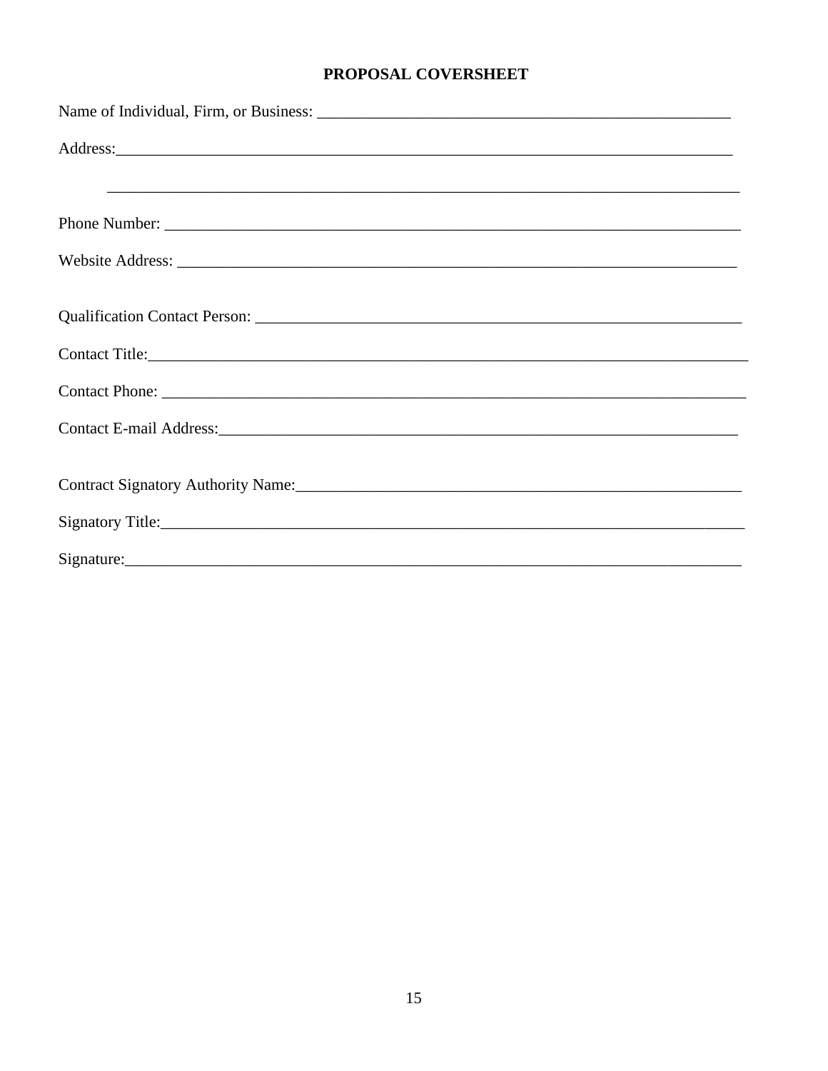## PROPOSAL COVERSHEET

Name of Individual, Firm, or Business: ____________________________________________________

Address:_____________________________________________________________________________

_____________________________________________________________________________

Phone Number: _________________________________________________________________________

Website Address: _______________________________________________________________________

Qualification Contact Person: ______________________________________________________________

Contact Title:___________________________________________________________________________

Contact Phone: __________________________________________________________________________

Contact E-mail Address:_________________________________________________________________

Contract Signatory Authority Name:_______________________________________________________

Signatory Title:_________________________________________________________________________

Signature:______________________________________________________________________________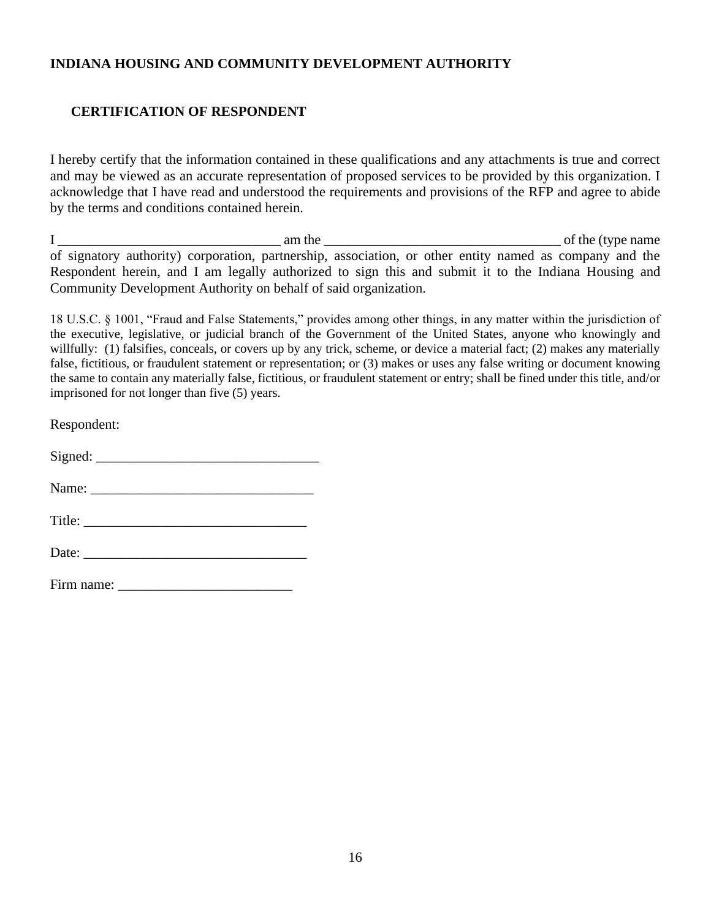**INDIANA HOUSING AND COMMUNITY DEVELOPMENT AUTHORITY**

**CERTIFICATION OF RESPONDENT**

I hereby certify that the information contained in these qualifications and any attachments is true and correct and may be viewed as an accurate representation of proposed services to be provided by this organization. I acknowledge that I have read and understood the requirements and provisions of the RFP and agree to abide by the terms and conditions contained herein.

I ________________________________ am the __________________________________ of the (type name of signatory authority) corporation, partnership, association, or other entity named as company and the Respondent herein, and I am legally authorized to sign this and submit it to the Indiana Housing and Community Development Authority on behalf of said organization.

18 U.S.C. § 1001, "Fraud and False Statements," provides among other things, in any matter within the jurisdiction of the executive, legislative, or judicial branch of the Government of the United States, anyone who knowingly and willfully: (1) falsifies, conceals, or covers up by any trick, scheme, or device a material fact; (2) makes any materially false, fictitious, or fraudulent statement or representation; or (3) makes or uses any false writing or document knowing the same to contain any materially false, fictitious, or fraudulent statement or entry; shall be fined under this title, and/or imprisoned for not longer than five (5) years.

Respondent:

Signed: ________________________________

Name: ________________________________

Title: ________________________________

Date: ________________________________

Firm name: _________________________